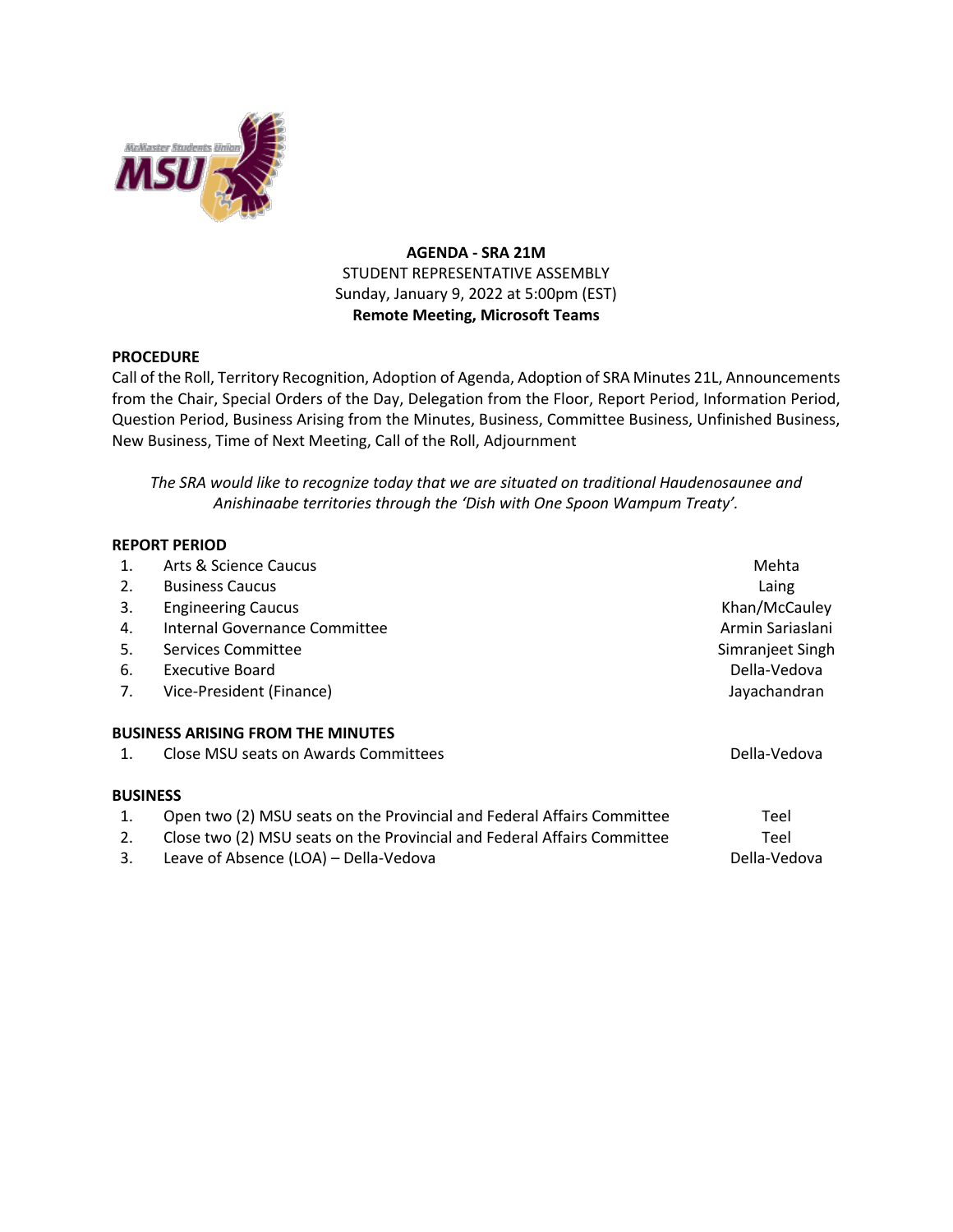**AGENDA - SRA 21M**
STUDENT REPRESENTATIVE ASSEMBLY
Sunday, January 9, 2022 at 5:00pm (EST)
**Remote Meeting, Microsoft Teams**

**PROCEDURE**

Call of the Roll, Territory Recognition, Adoption of Agenda, Adoption of SRA Minutes 21L, Announcements from the Chair, Special Orders of the Day, Delegation from the Floor, Report Period, Information Period, Question Period, Business Arising from the Minutes, Business, Committee Business, Unfinished Business, New Business, Time of Next Meeting, Call of the Roll, Adjournment

*The SRA would like to recognize today that we are situated on traditional Haudenosaunee and Anishinaabe territories through the 'Dish with One Spoon Wampum Treaty'.*

**REPORT PERIOD**

| | | |
|---|---|---|
| 1. | Arts & Science Caucus | Mehta |
| 2. | Business Caucus | Laing |
| 3. | Engineering Caucus | Khan/McCauley |
| 4. | Internal Governance Committee | Armin Sariaslani |
| 5. | Services Committee | Simranjeet Singh |
| 6. | Executive Board | Della-Vedova |
| 7. | Vice-President (Finance) | Jayachandran |

**BUSINESS ARISING FROM THE MINUTES**

| | | |
|---|---|---|
| 1. | Close MSU seats on Awards Committees | Della-Vedova |

**BUSINESS**

| | | |
|---|---|---|
| 1. | Open two (2) MSU seats on the Provincial and Federal Affairs Committee | Teel |
| 2. | Close two (2) MSU seats on the Provincial and Federal Affairs Committee | Teel |
| 3. | Leave of Absence (LOA) – Della-Vedova | Della-Vedova |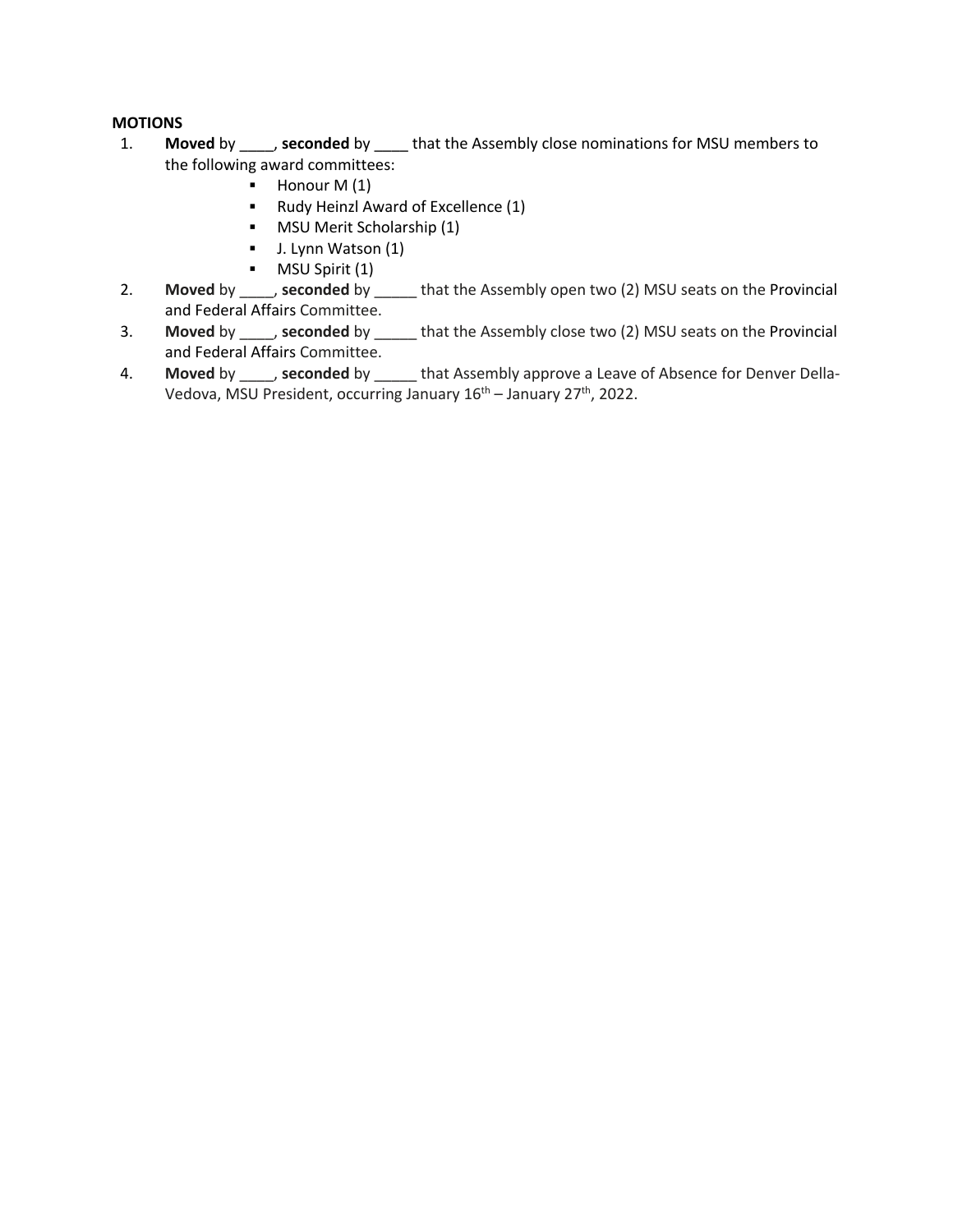**MOTIONS**

1. **Moved** by ____, **seconded** by ____ that the Assembly close nominations for MSU members to the following award committees:
   - Honour M (1)
   - Rudy Heinzl Award of Excellence (1)
   - MSU Merit Scholarship (1)
   - J. Lynn Watson (1)
   - MSU Spirit (1)
2. **Moved** by ____, **seconded** by _____ that the Assembly open two (2) MSU seats on the Provincial and Federal Affairs Committee.
3. **Moved** by ____, **seconded** by _____ that the Assembly close two (2) MSU seats on the Provincial and Federal Affairs Committee.
4. **Moved** by ____, **seconded** by _____ that Assembly approve a Leave of Absence for Denver Della-Vedova, MSU President, occurring January 16th – January 27th, 2022.